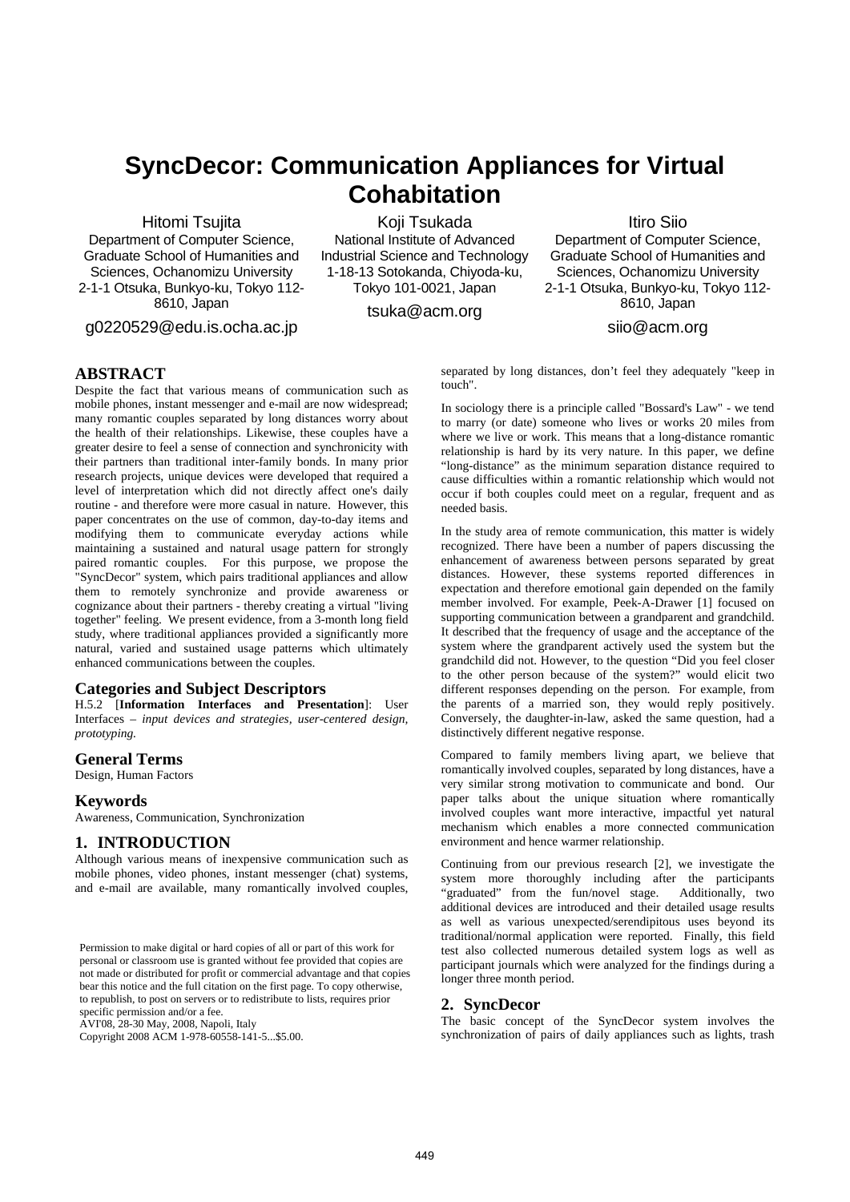# SyncDecor: Communication Appliances for Virtual Cohabitation

Hitomi Tsujita
Department of Computer Science, Graduate School of Humanities and Sciences, Ochanomizu University
2-1-1 Otsuka, Bunkyo-ku, Tokyo 112-8610, Japan
g0220529@edu.is.ocha.ac.jp

Koji Tsukada
National Institute of Advanced Industrial Science and Technology
1-18-13 Sotokanda, Chiyoda-ku, Tokyo 101-0021, Japan
tsuka@acm.org

Itiro Siio
Department of Computer Science, Graduate School of Humanities and Sciences, Ochanomizu University
2-1-1 Otsuka, Bunkyo-ku, Tokyo 112-8610, Japan
siio@acm.org

## ABSTRACT

Despite the fact that various means of communication such as mobile phones, instant messenger and e-mail are now widespread; many romantic couples separated by long distances worry about the health of their relationships. Likewise, these couples have a greater desire to feel a sense of connection and synchronicity with their partners than traditional inter-family bonds. In many prior research projects, unique devices were developed that required a level of interpretation which did not directly affect one's daily routine - and therefore were more casual in nature. However, this paper concentrates on the use of common, day-to-day items and modifying them to communicate everyday actions while maintaining a sustained and natural usage pattern for strongly paired romantic couples. For this purpose, we propose the "SyncDecor" system, which pairs traditional appliances and allow them to remotely synchronize and provide awareness or cognizance about their partners - thereby creating a virtual "living together" feeling. We present evidence, from a 3-month long field study, where traditional appliances provided a significantly more natural, varied and sustained usage patterns which ultimately enhanced communications between the couples.

### Categories and Subject Descriptors

H.5.2 [**Information Interfaces and Presentation**]: User Interfaces – *input devices and strategies, user-centered design, prototyping.*

### General Terms

Design, Human Factors

### Keywords

Awareness, Communication, Synchronization

## 1. INTRODUCTION

Although various means of inexpensive communication such as mobile phones, video phones, instant messenger (chat) systems, and e-mail are available, many romantically involved couples, separated by long distances, don't feel they adequately "keep in touch".

In sociology there is a principle called "Bossard's Law" - we tend to marry (or date) someone who lives or works 20 miles from where we live or work. This means that a long-distance romantic relationship is hard by its very nature. In this paper, we define "long-distance" as the minimum separation distance required to cause difficulties within a romantic relationship which would not occur if both couples could meet on a regular, frequent and as needed basis.

In the study area of remote communication, this matter is widely recognized. There have been a number of papers discussing the enhancement of awareness between persons separated by great distances. However, these systems reported differences in expectation and therefore emotional gain depended on the family member involved. For example, Peek-A-Drawer [1] focused on supporting communication between a grandparent and grandchild. It described that the frequency of usage and the acceptance of the system where the grandparent actively used the system but the grandchild did not. However, to the question "Did you feel closer to the other person because of the system?" would elicit two different responses depending on the person. For example, from the parents of a married son, they would reply positively. Conversely, the daughter-in-law, asked the same question, had a distinctively different negative response.

Compared to family members living apart, we believe that romantically involved couples, separated by long distances, have a very similar strong motivation to communicate and bond. Our paper talks about the unique situation where romantically involved couples want more interactive, impactful yet natural mechanism which enables a more connected communication environment and hence warmer relationship.

Continuing from our previous research [2], we investigate the system more thoroughly including after the participants "graduated" from the fun/novel stage. Additionally, two additional devices are introduced and their detailed usage results as well as various unexpected/serendipitous uses beyond its traditional/normal application were reported. Finally, this field test also collected numerous detailed system logs as well as participant journals which were analyzed for the findings during a longer three month period.

## 2. SyncDecor

The basic concept of the SyncDecor system involves the synchronization of pairs of daily appliances such as lights, trash

Permission to make digital or hard copies of all or part of this work for personal or classroom use is granted without fee provided that copies are not made or distributed for profit or commercial advantage and that copies bear this notice and the full citation on the first page. To copy otherwise, to republish, to post on servers or to redistribute to lists, requires prior specific permission and/or a fee.
AVI'08, 28-30 May, 2008, Napoli, Italy
Copyright 2008 ACM 1-978-60558-141-5...$5.00.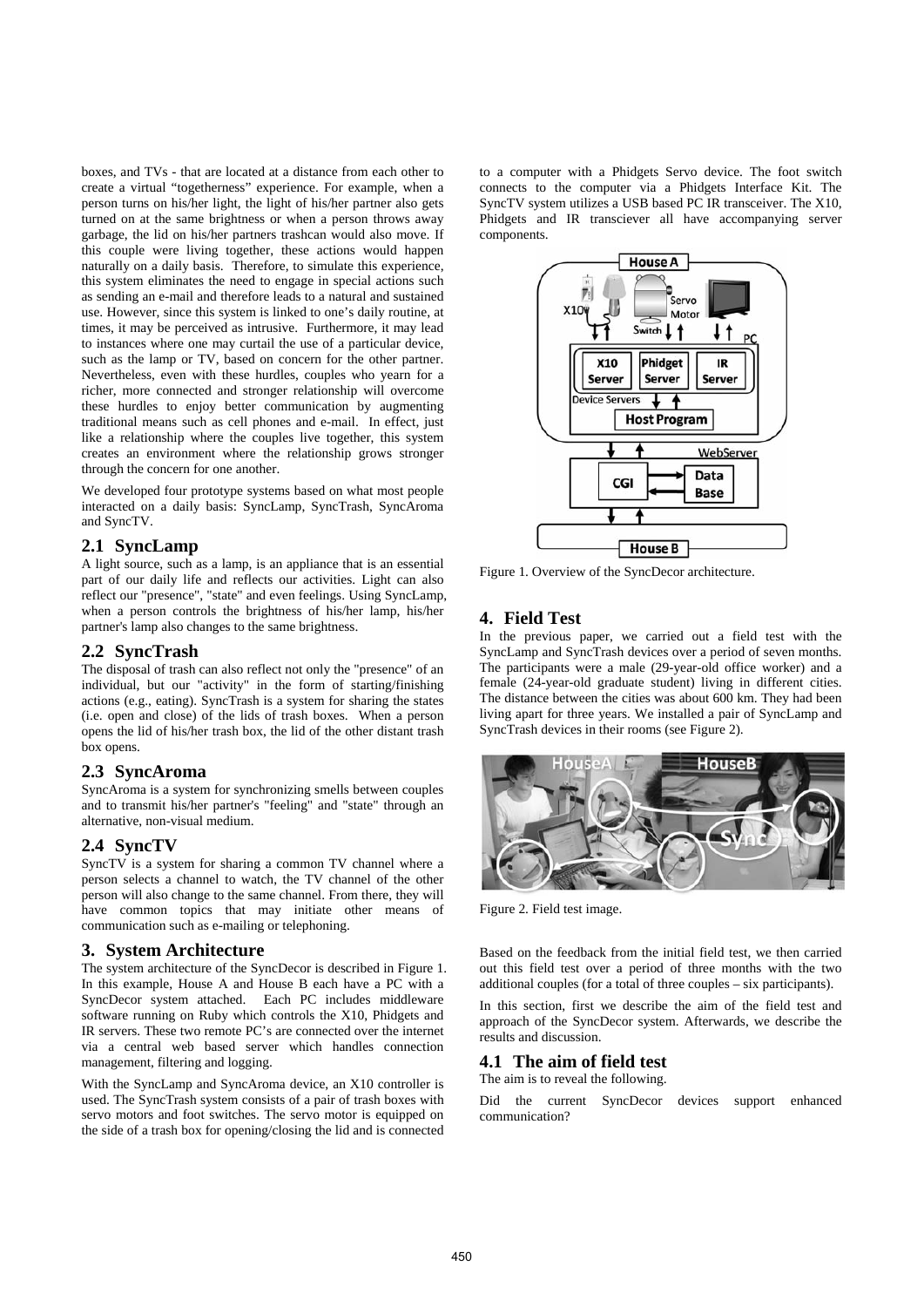boxes, and TVs - that are located at a distance from each other to create a virtual "togetherness" experience. For example, when a person turns on his/her light, the light of his/her partner also gets turned on at the same brightness or when a person throws away garbage, the lid on his/her partners trashcan would also move. If this couple were living together, these actions would happen naturally on a daily basis. Therefore, to simulate this experience, this system eliminates the need to engage in special actions such as sending an e-mail and therefore leads to a natural and sustained use. However, since this system is linked to one's daily routine, at times, it may be perceived as intrusive. Furthermore, it may lead to instances where one may curtail the use of a particular device, such as the lamp or TV, based on concern for the other partner. Nevertheless, even with these hurdles, couples who yearn for a richer, more connected and stronger relationship will overcome these hurdles to enjoy better communication by augmenting traditional means such as cell phones and e-mail. In effect, just like a relationship where the couples live together, this system creates an environment where the relationship grows stronger through the concern for one another.

We developed four prototype systems based on what most people interacted on a daily basis: SyncLamp, SyncTrash, SyncAroma and SyncTV.

### 2.1 SyncLamp

A light source, such as a lamp, is an appliance that is an essential part of our daily life and reflects our activities. Light can also reflect our "presence", "state" and even feelings. Using SyncLamp, when a person controls the brightness of his/her lamp, his/her partner's lamp also changes to the same brightness.

### 2.2 SyncTrash

The disposal of trash can also reflect not only the "presence" of an individual, but our "activity" in the form of starting/finishing actions (e.g., eating). SyncTrash is a system for sharing the states (i.e. open and close) of the lids of trash boxes. When a person opens the lid of his/her trash box, the lid of the other distant trash box opens.

### 2.3 SyncAroma

SyncAroma is a system for synchronizing smells between couples and to transmit his/her partner's "feeling" and "state" through an alternative, non-visual medium.

### 2.4 SyncTV

SyncTV is a system for sharing a common TV channel where a person selects a channel to watch, the TV channel of the other person will also change to the same channel. From there, they will have common topics that may initiate other means of communication such as e-mailing or telephoning.

## 3. System Architecture

The system architecture of the SyncDecor is described in Figure 1. In this example, House A and House B each have a PC with a SyncDecor system attached. Each PC includes middleware software running on Ruby which controls the X10, Phidgets and IR servers. These two remote PC's are connected over the internet via a central web based server which handles connection management, filtering and logging.

With the SyncLamp and SyncAroma device, an X10 controller is used. The SyncTrash system consists of a pair of trash boxes with servo motors and foot switches. The servo motor is equipped on the side of a trash box for opening/closing the lid and is connected to a computer with a Phidgets Servo device. The foot switch connects to the computer via a Phidgets Interface Kit. The SyncTV system utilizes a USB based PC IR transceiver. The X10, Phidgets and IR transciever all have accompanying server components.

Figure 1. Overview of the SyncDecor architecture.

## 4. Field Test

In the previous paper, we carried out a field test with the SyncLamp and SyncTrash devices over a period of seven months. The participants were a male (29-year-old office worker) and a female (24-year-old graduate student) living in different cities. The distance between the cities was about 600 km. They had been living apart for three years. We installed a pair of SyncLamp and SyncTrash devices in their rooms (see Figure 2).

Figure 2. Field test image.

Based on the feedback from the initial field test, we then carried out this field test over a period of three months with the two additional couples (for a total of three couples – six participants).

In this section, first we describe the aim of the field test and approach of the SyncDecor system. Afterwards, we describe the results and discussion.

### 4.1 The aim of field test

The aim is to reveal the following.

Did the current SyncDecor devices support enhanced communication?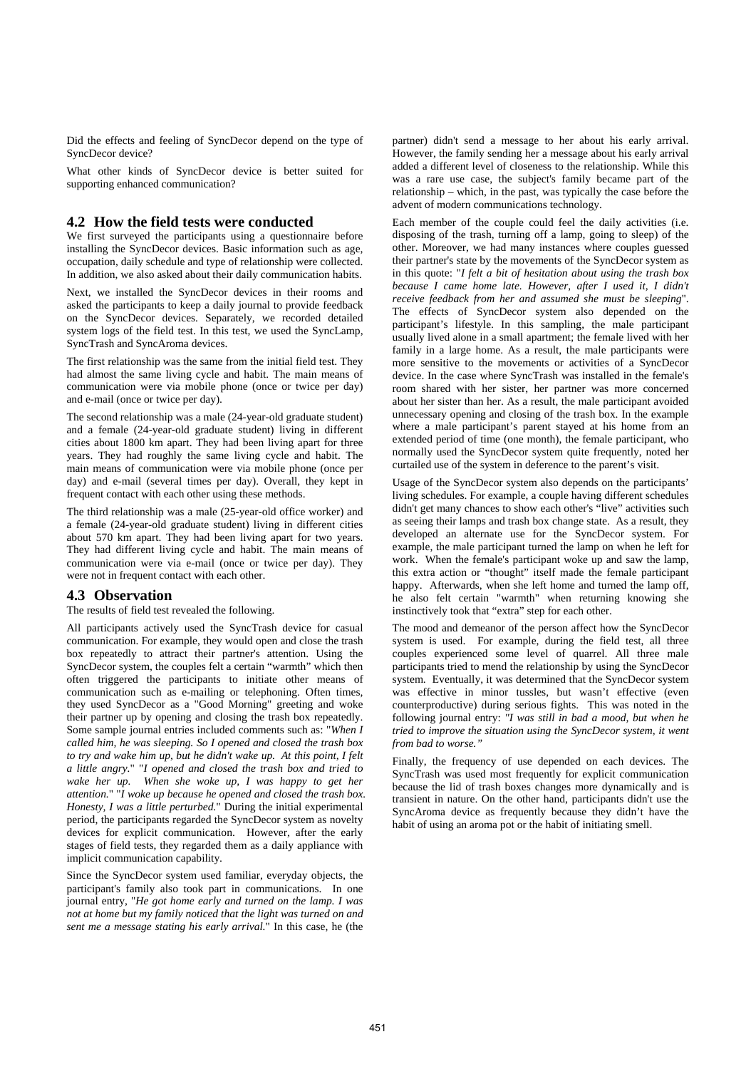Did the effects and feeling of SyncDecor depend on the type of SyncDecor device?

What other kinds of SyncDecor device is better suited for supporting enhanced communication?

## 4.2 How the field tests were conducted

We first surveyed the participants using a questionnaire before installing the SyncDecor devices. Basic information such as age, occupation, daily schedule and type of relationship were collected. In addition, we also asked about their daily communication habits.

Next, we installed the SyncDecor devices in their rooms and asked the participants to keep a daily journal to provide feedback on the SyncDecor devices. Separately, we recorded detailed system logs of the field test. In this test, we used the SyncLamp, SyncTrash and SyncAroma devices.

The first relationship was the same from the initial field test. They had almost the same living cycle and habit. The main means of communication were via mobile phone (once or twice per day) and e-mail (once or twice per day).

The second relationship was a male (24-year-old graduate student) and a female (24-year-old graduate student) living in different cities about 1800 km apart. They had been living apart for three years. They had roughly the same living cycle and habit. The main means of communication were via mobile phone (once per day) and e-mail (several times per day). Overall, they kept in frequent contact with each other using these methods.

The third relationship was a male (25-year-old office worker) and a female (24-year-old graduate student) living in different cities about 570 km apart. They had been living apart for two years. They had different living cycle and habit. The main means of communication were via e-mail (once or twice per day). They were not in frequent contact with each other.

## 4.3 Observation

The results of field test revealed the following.

All participants actively used the SyncTrash device for casual communication. For example, they would open and close the trash box repeatedly to attract their partner's attention. Using the SyncDecor system, the couples felt a certain "warmth" which then often triggered the participants to initiate other means of communication such as e-mailing or telephoning. Often times, they used SyncDecor as a "Good Morning" greeting and woke their partner up by opening and closing the trash box repeatedly. Some sample journal entries included comments such as: "*When I called him, he was sleeping. So I opened and closed the trash box to try and wake him up, but he didn't wake up. At this point, I felt a little angry.*" "*I opened and closed the trash box and tried to wake her up. When she woke up, I was happy to get her attention.*" "*I woke up because he opened and closed the trash box. Honesty, I was a little perturbed.*" During the initial experimental period, the participants regarded the SyncDecor system as novelty devices for explicit communication. However, after the early stages of field tests, they regarded them as a daily appliance with implicit communication capability.

Since the SyncDecor system used familiar, everyday objects, the participant's family also took part in communications. In one journal entry, "*He got home early and turned on the lamp. I was not at home but my family noticed that the light was turned on and sent me a message stating his early arrival.*" In this case, he (the partner) didn't send a message to her about his early arrival. However, the family sending her a message about his early arrival added a different level of closeness to the relationship. While this was a rare use case, the subject's family became part of the relationship – which, in the past, was typically the case before the advent of modern communications technology.

Each member of the couple could feel the daily activities (i.e. disposing of the trash, turning off a lamp, going to sleep) of the other. Moreover, we had many instances where couples guessed their partner's state by the movements of the SyncDecor system as in this quote: "*I felt a bit of hesitation about using the trash box because I came home late. However, after I used it, I didn't receive feedback from her and assumed she must be sleeping*". The effects of SyncDecor system also depended on the participant's lifestyle. In this sampling, the male participant usually lived alone in a small apartment; the female lived with her family in a large home. As a result, the male participants were more sensitive to the movements or activities of a SyncDecor device. In the case where SyncTrash was installed in the female's room shared with her sister, her partner was more concerned about her sister than her. As a result, the male participant avoided unnecessary opening and closing of the trash box. In the example where a male participant's parent stayed at his home from an extended period of time (one month), the female participant, who normally used the SyncDecor system quite frequently, noted her curtailed use of the system in deference to the parent's visit.

Usage of the SyncDecor system also depends on the participants' living schedules. For example, a couple having different schedules didn't get many chances to show each other's "live" activities such as seeing their lamps and trash box change state. As a result, they developed an alternate use for the SyncDecor system. For example, the male participant turned the lamp on when he left for work. When the female's participant woke up and saw the lamp, this extra action or "thought" itself made the female participant happy. Afterwards, when she left home and turned the lamp off, he also felt certain "warmth" when returning knowing she instinctively took that "extra" step for each other.

The mood and demeanor of the person affect how the SyncDecor system is used. For example, during the field test, all three couples experienced some level of quarrel. All three male participants tried to mend the relationship by using the SyncDecor system. Eventually, it was determined that the SyncDecor system was effective in minor tussles, but wasn't effective (even counterproductive) during serious fights. This was noted in the following journal entry: *"I was still in bad a mood, but when he tried to improve the situation using the SyncDecor system, it went from bad to worse."*

Finally, the frequency of use depended on each devices. The SyncTrash was used most frequently for explicit communication because the lid of trash boxes changes more dynamically and is transient in nature. On the other hand, participants didn't use the SyncAroma device as frequently because they didn't have the habit of using an aroma pot or the habit of initiating smell.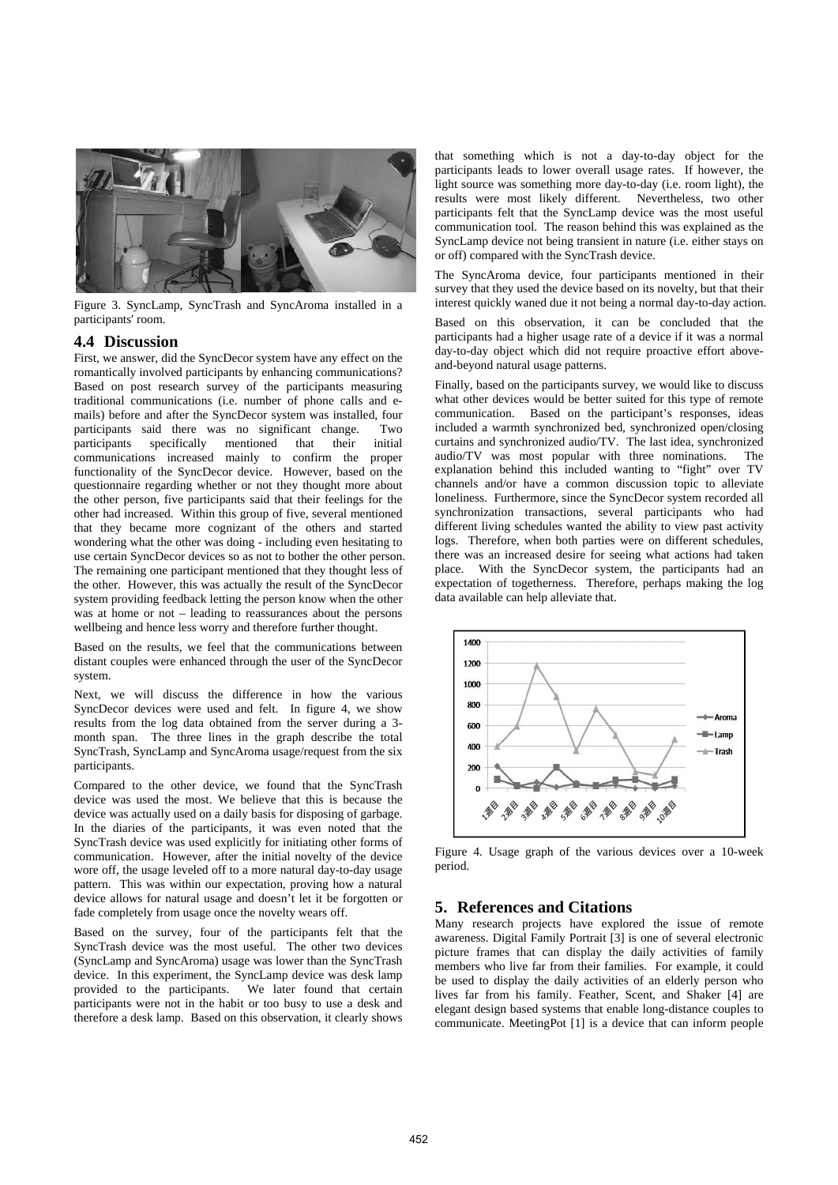Figure 3. SyncLamp, SyncTrash and SyncAroma installed in a participants' room.

### 4.4 Discussion

First, we answer, did the SyncDecor system have any effect on the romantically involved participants by enhancing communications? Based on post research survey of the participants measuring traditional communications (i.e. number of phone calls and e-mails) before and after the SyncDecor system was installed, four participants said there was no significant change. Two participants specifically mentioned that their initial communications increased mainly to confirm the proper functionality of the SyncDecor device. However, based on the questionnaire regarding whether or not they thought more about the other person, five participants said that their feelings for the other had increased. Within this group of five, several mentioned that they became more cognizant of the others and started wondering what the other was doing - including even hesitating to use certain SyncDecor devices so as not to bother the other person. The remaining one participant mentioned that they thought less of the other. However, this was actually the result of the SyncDecor system providing feedback letting the person know when the other was at home or not – leading to reassurances about the persons wellbeing and hence less worry and therefore further thought.

Based on the results, we feel that the communications between distant couples were enhanced through the user of the SyncDecor system.

Next, we will discuss the difference in how the various SyncDecor devices were used and felt. In figure 4, we show results from the log data obtained from the server during a 3-month span. The three lines in the graph describe the total SyncTrash, SyncLamp and SyncAroma usage/request from the six participants.

Compared to the other device, we found that the SyncTrash device was used the most. We believe that this is because the device was actually used on a daily basis for disposing of garbage. In the diaries of the participants, it was even noted that the SyncTrash device was used explicitly for initiating other forms of communication. However, after the initial novelty of the device wore off, the usage leveled off to a more natural day-to-day usage pattern. This was within our expectation, proving how a natural device allows for natural usage and doesn't let it be forgotten or fade completely from usage once the novelty wears off.

Based on the survey, four of the participants felt that the SyncTrash device was the most useful. The other two devices (SyncLamp and SyncAroma) usage was lower than the SyncTrash device. In this experiment, the SyncLamp device was desk lamp provided to the participants. We later found that certain participants were not in the habit or too busy to use a desk and therefore a desk lamp. Based on this observation, it clearly shows that something which is not a day-to-day object for the participants leads to lower overall usage rates. If however, the light source was something more day-to-day (i.e. room light), the results were most likely different. Nevertheless, two other participants felt that the SyncLamp device was the most useful communication tool. The reason behind this was explained as the SyncLamp device not being transient in nature (i.e. either stays on or off) compared with the SyncTrash device.

The SyncAroma device, four participants mentioned in their survey that they used the device based on its novelty, but that their interest quickly waned due it not being a normal day-to-day action.

Based on this observation, it can be concluded that the participants had a higher usage rate of a device if it was a normal day-to-day object which did not require proactive effort above-and-beyond natural usage patterns.

Finally, based on the participants survey, we would like to discuss what other devices would be better suited for this type of remote communication. Based on the participant's responses, ideas included a warmth synchronized bed, synchronized open/closing curtains and synchronized audio/TV. The last idea, synchronized audio/TV was most popular with three nominations. The explanation behind this included wanting to "fight" over TV channels and/or have a common discussion topic to alleviate loneliness. Furthermore, since the SyncDecor system recorded all synchronization transactions, several participants who had different living schedules wanted the ability to view past activity logs. Therefore, when both parties were on different schedules, there was an increased desire for seeing what actions had taken place. With the SyncDecor system, the participants had an expectation of togetherness. Therefore, perhaps making the log data available can help alleviate that.

1400
1200
1000
800
600
400
200
0

Aroma
Lamp
Trash

1週目 2週目 3週目 4週目 5週目 6週目 7週目 8週目 9週目 10週目

Figure 4. Usage graph of the various devices over a 10-week period.

## 5. References and Citations

Many research projects have explored the issue of remote awareness. Digital Family Portrait [3] is one of several electronic picture frames that can display the daily activities of family members who live far from their families. For example, it could be used to display the daily activities of an elderly person who lives far from his family. Feather, Scent, and Shaker [4] are elegant design based systems that enable long-distance couples to communicate. MeetingPot [1] is a device that can inform people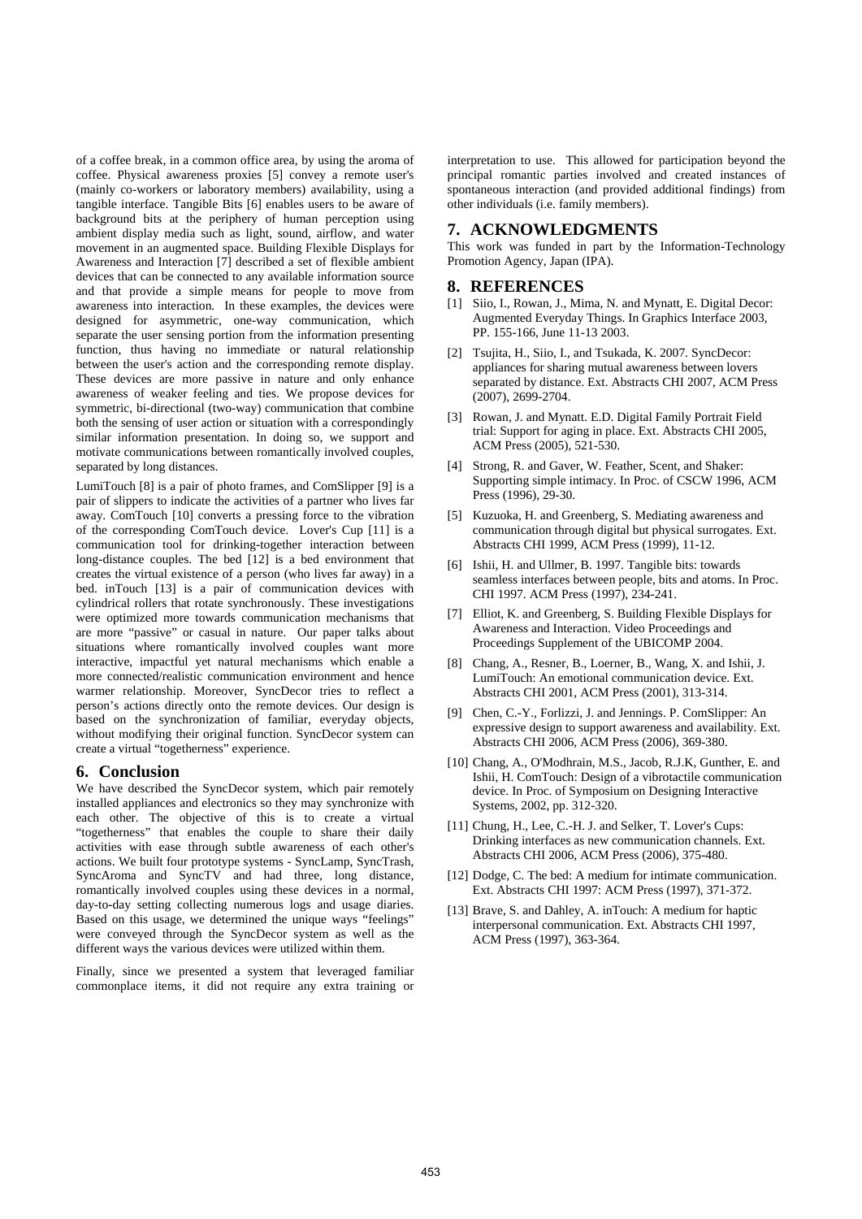of a coffee break, in a common office area, by using the aroma of coffee. Physical awareness proxies [5] convey a remote user's (mainly co-workers or laboratory members) availability, using a tangible interface. Tangible Bits [6] enables users to be aware of background bits at the periphery of human perception using ambient display media such as light, sound, airflow, and water movement in an augmented space. Building Flexible Displays for Awareness and Interaction [7] described a set of flexible ambient devices that can be connected to any available information source and that provide a simple means for people to move from awareness into interaction. In these examples, the devices were designed for asymmetric, one-way communication, which separate the user sensing portion from the information presenting function, thus having no immediate or natural relationship between the user's action and the corresponding remote display. These devices are more passive in nature and only enhance awareness of weaker feeling and ties. We propose devices for symmetric, bi-directional (two-way) communication that combine both the sensing of user action or situation with a correspondingly similar information presentation. In doing so, we support and motivate communications between romantically involved couples, separated by long distances.

LumiTouch [8] is a pair of photo frames, and ComSlipper [9] is a pair of slippers to indicate the activities of a partner who lives far away. ComTouch [10] converts a pressing force to the vibration of the corresponding ComTouch device. Lover's Cup [11] is a communication tool for drinking-together interaction between long-distance couples. The bed [12] is a bed environment that creates the virtual existence of a person (who lives far away) in a bed. inTouch [13] is a pair of communication devices with cylindrical rollers that rotate synchronously. These investigations were optimized more towards communication mechanisms that are more "passive" or casual in nature. Our paper talks about situations where romantically involved couples want more interactive, impactful yet natural mechanisms which enable a more connected/realistic communication environment and hence warmer relationship. Moreover, SyncDecor tries to reflect a person's actions directly onto the remote devices. Our design is based on the synchronization of familiar, everyday objects, without modifying their original function. SyncDecor system can create a virtual "togetherness" experience.

## 6. Conclusion

We have described the SyncDecor system, which pair remotely installed appliances and electronics so they may synchronize with each other. The objective of this is to create a virtual "togetherness" that enables the couple to share their daily activities with ease through subtle awareness of each other's actions. We built four prototype systems - SyncLamp, SyncTrash, SyncAroma and SyncTV and had three, long distance, romantically involved couples using these devices in a normal, day-to-day setting collecting numerous logs and usage diaries. Based on this usage, we determined the unique ways "feelings" were conveyed through the SyncDecor system as well as the different ways the various devices were utilized within them.

Finally, since we presented a system that leveraged familiar commonplace items, it did not require any extra training or interpretation to use. This allowed for participation beyond the principal romantic parties involved and created instances of spontaneous interaction (and provided additional findings) from other individuals (i.e. family members).

## 7. ACKNOWLEDGMENTS

This work was funded in part by the Information-Technology Promotion Agency, Japan (IPA).

## 8. REFERENCES

[1] Siio, I., Rowan, J., Mima, N. and Mynatt, E. Digital Decor: Augmented Everyday Things. In Graphics Interface 2003, PP. 155-166, June 11-13 2003.

[2] Tsujita, H., Siio, I., and Tsukada, K. 2007. SyncDecor: appliances for sharing mutual awareness between lovers separated by distance. Ext. Abstracts CHI 2007, ACM Press (2007), 2699-2704.

[3] Rowan, J. and Mynatt. E.D. Digital Family Portrait Field trial: Support for aging in place. Ext. Abstracts CHI 2005, ACM Press (2005), 521-530.

[4] Strong, R. and Gaver, W. Feather, Scent, and Shaker: Supporting simple intimacy. In Proc. of CSCW 1996, ACM Press (1996), 29-30.

[5] Kuzuoka, H. and Greenberg, S. Mediating awareness and communication through digital but physical surrogates. Ext. Abstracts CHI 1999, ACM Press (1999), 11-12.

[6] Ishii, H. and Ullmer, B. 1997. Tangible bits: towards seamless interfaces between people, bits and atoms. In Proc. CHI 1997. ACM Press (1997), 234-241.

[7] Elliot, K. and Greenberg, S. Building Flexible Displays for Awareness and Interaction. Video Proceedings and Proceedings Supplement of the UBICOMP 2004.

[8] Chang, A., Resner, B., Loerner, B., Wang, X. and Ishii, J. LumiTouch: An emotional communication device. Ext. Abstracts CHI 2001, ACM Press (2001), 313-314.

[9] Chen, C.-Y., Forlizzi, J. and Jennings. P. ComSlipper: An expressive design to support awareness and availability. Ext. Abstracts CHI 2006, ACM Press (2006), 369-380.

[10] Chang, A., O'Modhrain, M.S., Jacob, R.J.K, Gunther, E. and Ishii, H. ComTouch: Design of a vibrotactile communication device. In Proc. of Symposium on Designing Interactive Systems, 2002, pp. 312-320.

[11] Chung, H., Lee, C.-H. J. and Selker, T. Lover's Cups: Drinking interfaces as new communication channels. Ext. Abstracts CHI 2006, ACM Press (2006), 375-480.

[12] Dodge, C. The bed: A medium for intimate communication. Ext. Abstracts CHI 1997: ACM Press (1997), 371-372.

[13] Brave, S. and Dahley, A. inTouch: A medium for haptic interpersonal communication. Ext. Abstracts CHI 1997, ACM Press (1997), 363-364.